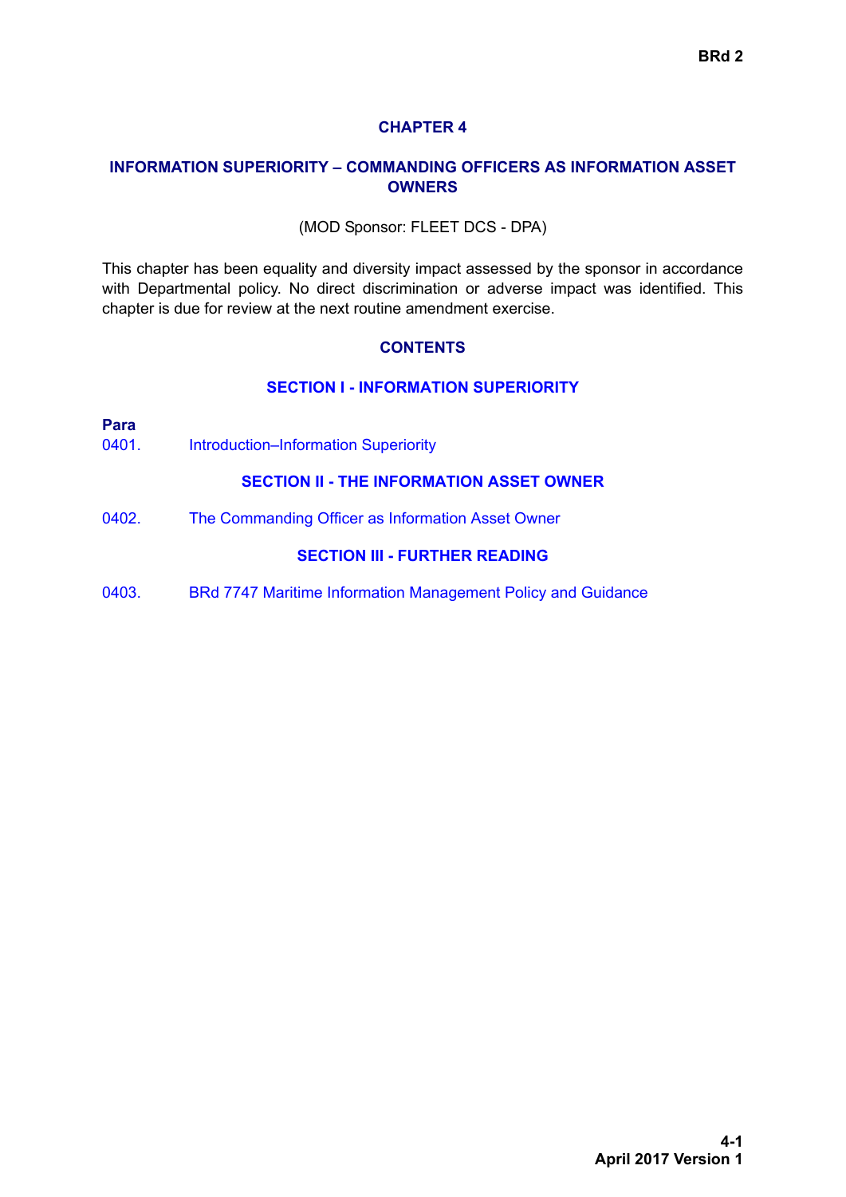# CHAPTER 4

## INFORMATION SUPERIORITY – COMMANDING OFFICERS AS INFORMATION ASSET OWNERS

(MOD Sponsor: FLEET DCS - DPA)

This chapter has been equality and diversity impact assessed by the sponsor in accordance with Departmental policy. No direct discrimination or adverse impact was identified. This chapter is due for review at the next routine amendment exercise.

## CONTENTS

### SECTION I - INFORMATION SUPERIORITY

**Para**

0401. Introduction–Information Superiority

### SECTION II - THE INFORMATION ASSET OWNER

0402. The Commanding Officer as Information Asset Owner

### SECTION III - FURTHER READING

0403. BRd 7747 Maritime Information Management Policy and Guidance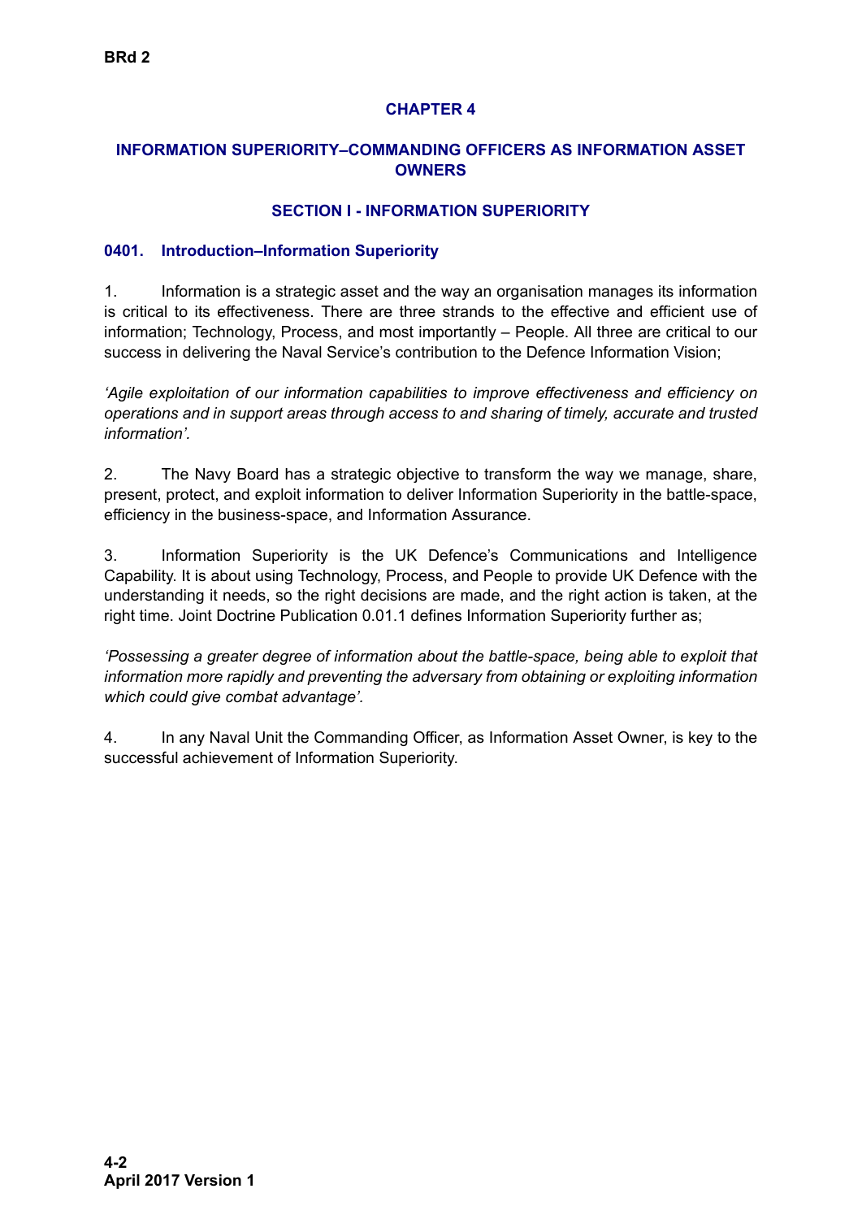# CHAPTER 4

## INFORMATION SUPERIORITY–COMMANDING OFFICERS AS INFORMATION ASSET OWNERS

### SECTION I - INFORMATION SUPERIORITY

#### 0401. Introduction–Information Superiority

1. Information is a strategic asset and the way an organisation manages its information is critical to its effectiveness. There are three strands to the effective and efficient use of information; Technology, Process, and most importantly – People. All three are critical to our success in delivering the Naval Service's contribution to the Defence Information Vision;

*'Agile exploitation of our information capabilities to improve effectiveness and efficiency on operations and in support areas through access to and sharing of timely, accurate and trusted information'.*

2. The Navy Board has a strategic objective to transform the way we manage, share, present, protect, and exploit information to deliver Information Superiority in the battle-space, efficiency in the business-space, and Information Assurance.

3. Information Superiority is the UK Defence's Communications and Intelligence Capability. It is about using Technology, Process, and People to provide UK Defence with the understanding it needs, so the right decisions are made, and the right action is taken, at the right time. Joint Doctrine Publication 0.01.1 defines Information Superiority further as;

*'Possessing a greater degree of information about the battle-space, being able to exploit that information more rapidly and preventing the adversary from obtaining or exploiting information which could give combat advantage'.*

4. In any Naval Unit the Commanding Officer, as Information Asset Owner, is key to the successful achievement of Information Superiority.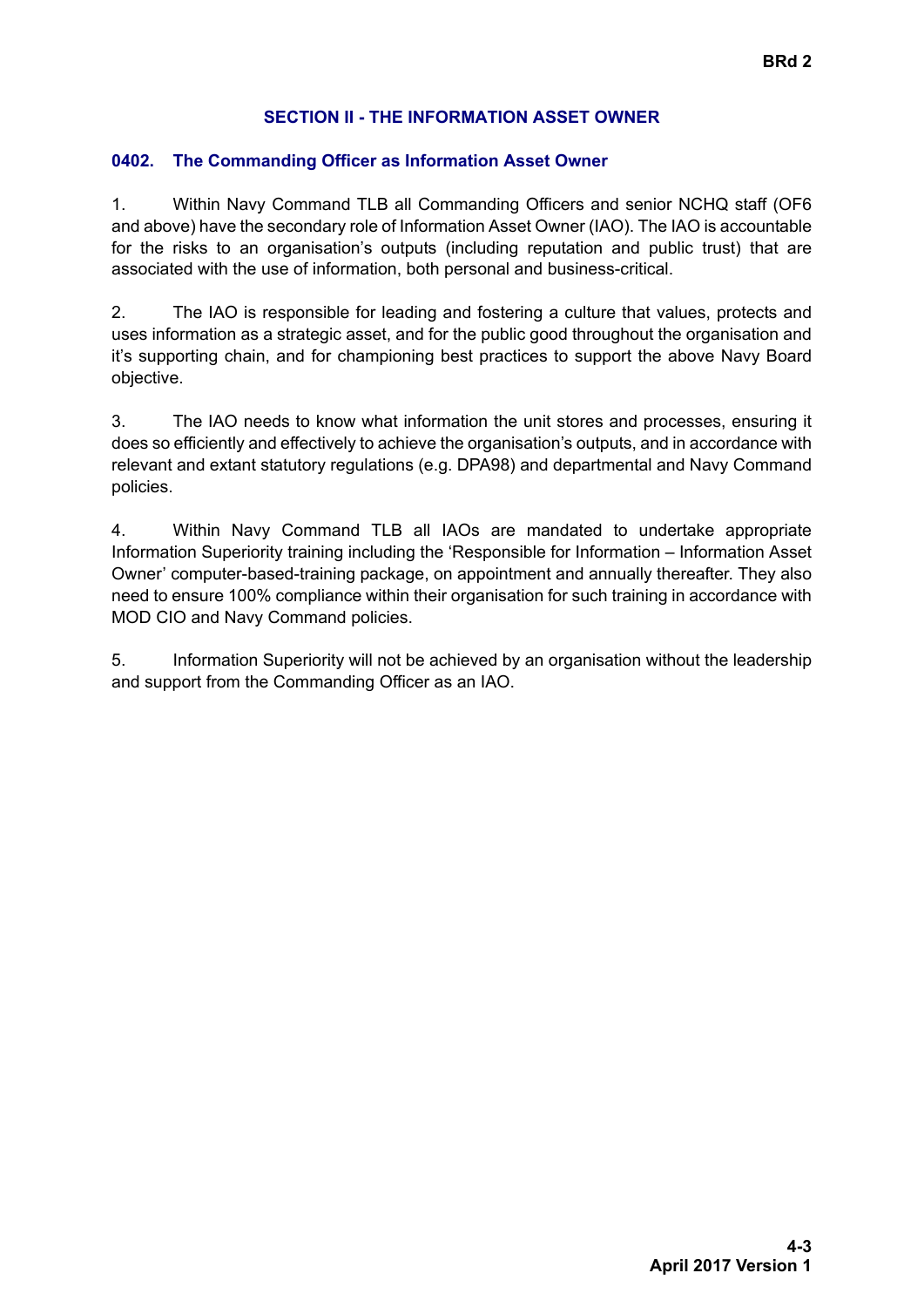## SECTION II - THE INFORMATION ASSET OWNER

### 0402. The Commanding Officer as Information Asset Owner

1. Within Navy Command TLB all Commanding Officers and senior NCHQ staff (OF6 and above) have the secondary role of Information Asset Owner (IAO). The IAO is accountable for the risks to an organisation's outputs (including reputation and public trust) that are associated with the use of information, both personal and business-critical.

2. The IAO is responsible for leading and fostering a culture that values, protects and uses information as a strategic asset, and for the public good throughout the organisation and it's supporting chain, and for championing best practices to support the above Navy Board objective.

3. The IAO needs to know what information the unit stores and processes, ensuring it does so efficiently and effectively to achieve the organisation's outputs, and in accordance with relevant and extant statutory regulations (e.g. DPA98) and departmental and Navy Command policies.

4. Within Navy Command TLB all IAOs are mandated to undertake appropriate Information Superiority training including the 'Responsible for Information – Information Asset Owner' computer-based-training package, on appointment and annually thereafter. They also need to ensure 100% compliance within their organisation for such training in accordance with MOD CIO and Navy Command policies.

5. Information Superiority will not be achieved by an organisation without the leadership and support from the Commanding Officer as an IAO.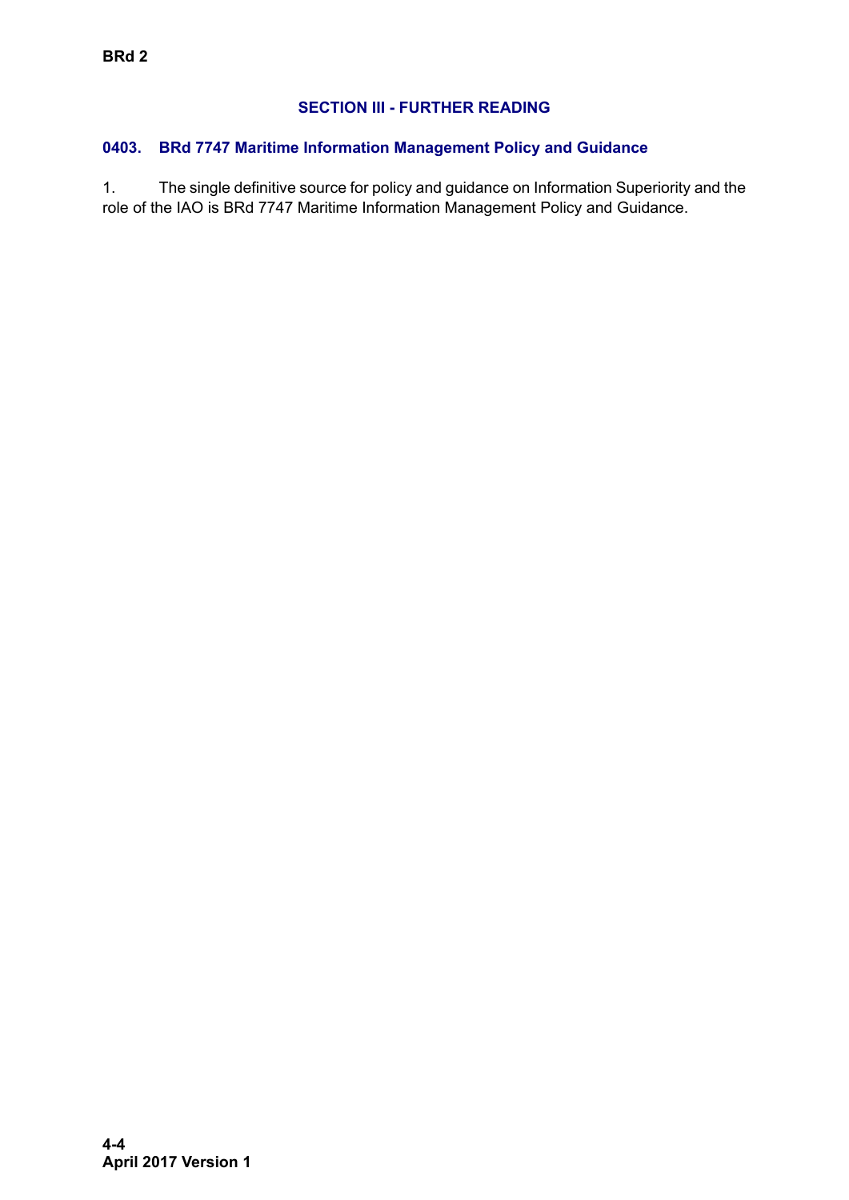## SECTION III - FURTHER READING

### 0403. BRd 7747 Maritime Information Management Policy and Guidance

1. The single definitive source for policy and guidance on Information Superiority and the role of the IAO is BRd 7747 Maritime Information Management Policy and Guidance.